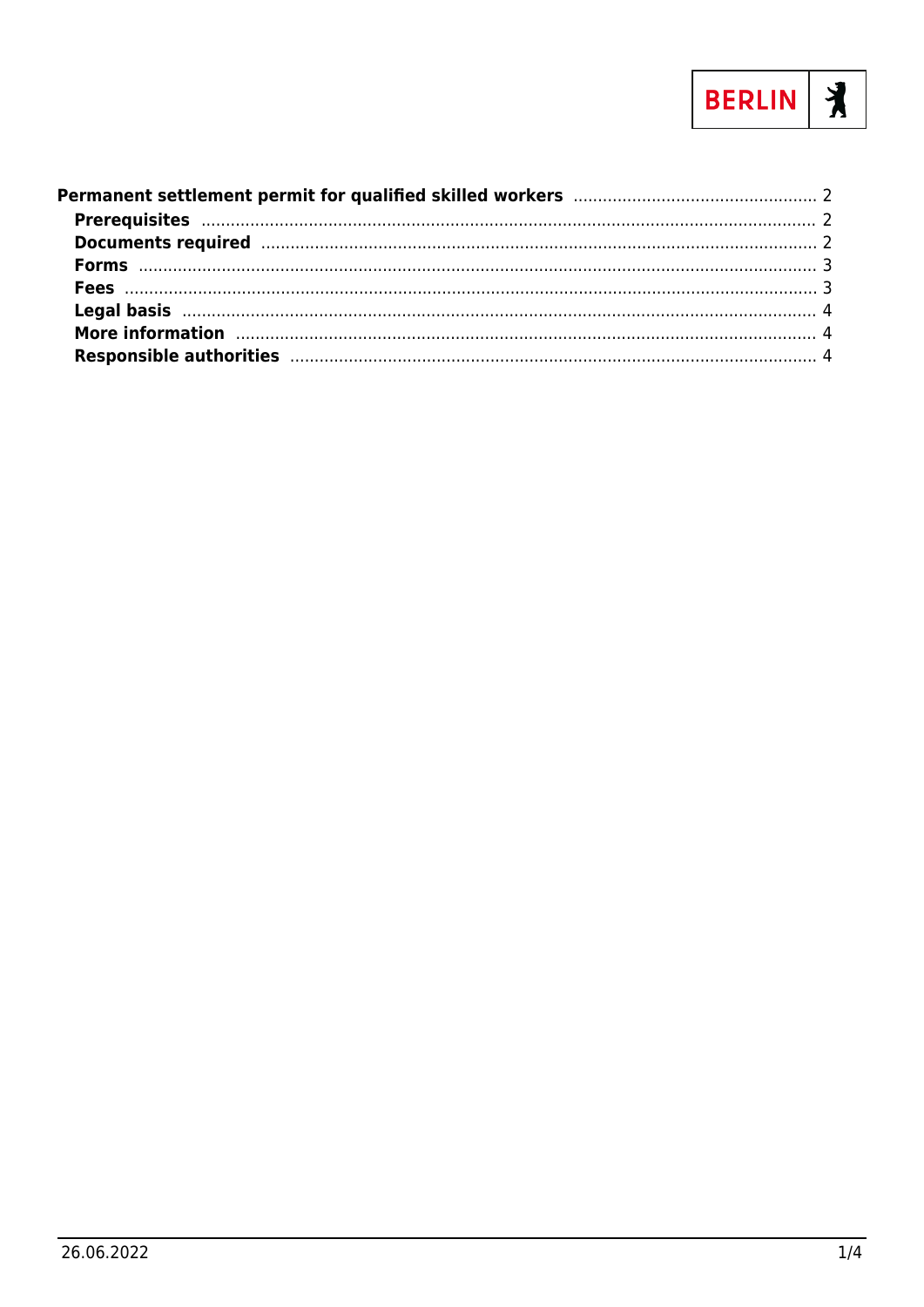**Permanent settlement permit for qualified skilled workers** ..... 2

- **Prerequisites** ..... 2
- **Documents required** ..... 2
- **Forms** ..... 3
- **Fees** ..... 3
- **Legal basis** ..... 4
- **More information** ..... 4
- **Responsible authorities** ..... 4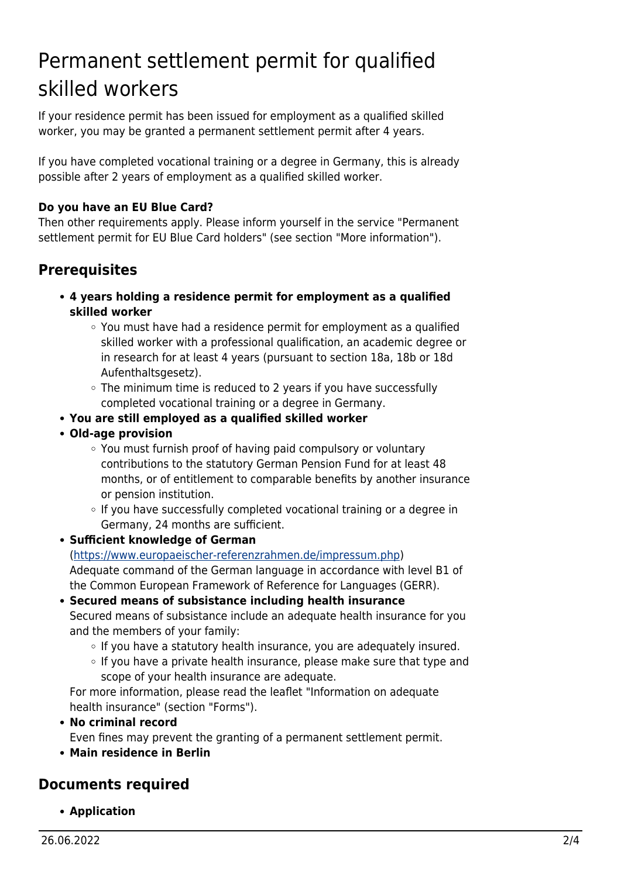# Permanent settlement permit for qualified skilled workers

If your residence permit has been issued for employment as a qualified skilled worker, you may be granted a permanent settlement permit after 4 years.

If you have completed vocational training or a degree in Germany, this is already possible after 2 years of employment as a qualified skilled worker.

**Do you have an EU Blue Card?**
Then other requirements apply. Please inform yourself in the service "Permanent settlement permit for EU Blue Card holders" (see section "More information").

## Prerequisites

- **4 years holding a residence permit for employment as a qualified skilled worker**
  - You must have had a residence permit for employment as a qualified skilled worker with a professional qualification, an academic degree or in research for at least 4 years (pursuant to section 18a, 18b or 18d Aufenthaltsgesetz).
  - The minimum time is reduced to 2 years if you have successfully completed vocational training or a degree in Germany.
- **You are still employed as a qualified skilled worker**
- **Old-age provision**
  - You must furnish proof of having paid compulsory or voluntary contributions to the statutory German Pension Fund for at least 48 months, or of entitlement to comparable benefits by another insurance or pension institution.
  - If you have successfully completed vocational training or a degree in Germany, 24 months are sufficient.
- **Sufficient knowledge of German**
  (https://www.europaeischer-referenzrahmen.de/impressum.php)
  Adequate command of the German language in accordance with level B1 of the Common European Framework of Reference for Languages (GERR).
- **Secured means of subsistance including health insurance**
  Secured means of subsistance include an adequate health insurance for you and the members of your family:
  - If you have a statutory health insurance, you are adequately insured.
  - If you have a private health insurance, please make sure that type and scope of your health insurance are adequate.

  For more information, please read the leaflet "Information on adequate health insurance" (section "Forms").
- **No criminal record**
  Even fines may prevent the granting of a permanent settlement permit.
- **Main residence in Berlin**

## Documents required

- **Application**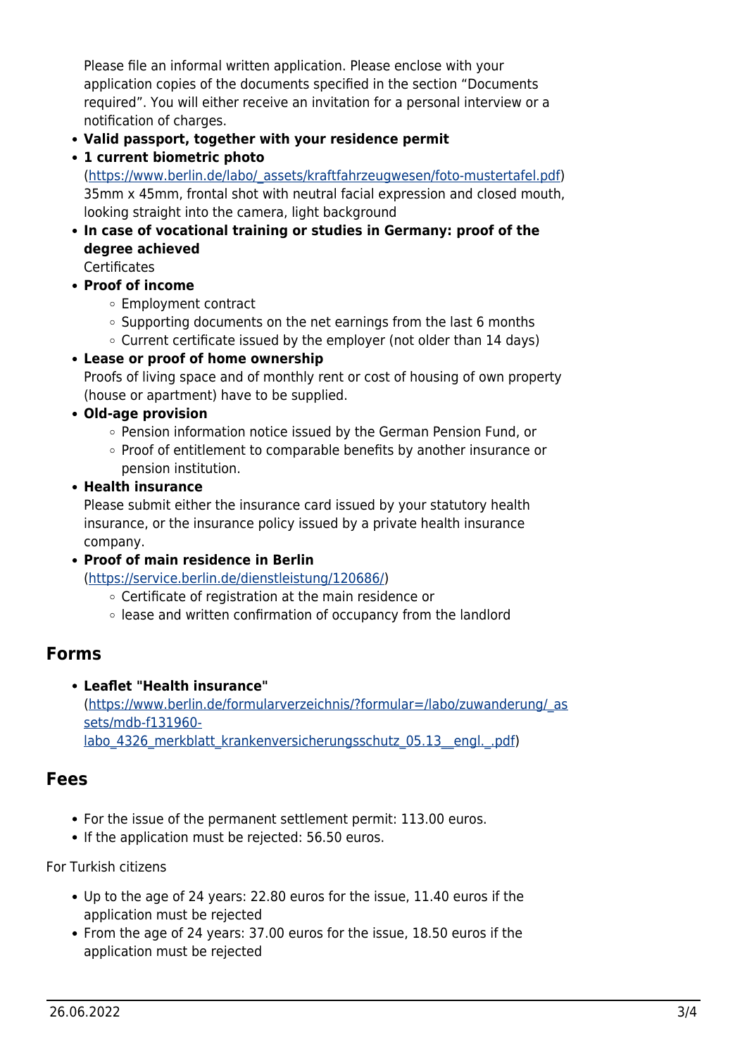Please file an informal written application. Please enclose with your application copies of the documents specified in the section “Documents required”. You will either receive an invitation for a personal interview or a notification of charges.

- **Valid passport, together with your residence permit**
- **1 current biometric photo**
  (https://www.berlin.de/labo/_assets/kraftfahrzeugwesen/foto-mustertafel.pdf)
  35mm x 45mm, frontal shot with neutral facial expression and closed mouth, looking straight into the camera, light background
- **In case of vocational training or studies in Germany: proof of the degree achieved**
  Certificates
- **Proof of income**
  - Employment contract
  - Supporting documents on the net earnings from the last 6 months
  - Current certificate issued by the employer (not older than 14 days)
- **Lease or proof of home ownership**
  Proofs of living space and of monthly rent or cost of housing of own property (house or apartment) have to be supplied.
- **Old-age provision**
  - Pension information notice issued by the German Pension Fund, or
  - Proof of entitlement to comparable benefits by another insurance or pension institution.
- **Health insurance**
  Please submit either the insurance card issued by your statutory health insurance, or the insurance policy issued by a private health insurance company.
- **Proof of main residence in Berlin**
  (https://service.berlin.de/dienstleistung/120686/)
  - Certificate of registration at the main residence or
  - lease and written confirmation of occupancy from the landlord

## Forms

- **Leaflet "Health insurance"**
  (https://www.berlin.de/formularverzeichnis/?formular=/labo/zuwanderung/_assets/mdb-f131960-labo_4326_merkblatt_krankenversicherungsschutz_05.13__engl._.pdf)

## Fees

- For the issue of the permanent settlement permit: 113.00 euros.
- If the application must be rejected: 56.50 euros.

For Turkish citizens

- Up to the age of 24 years: 22.80 euros for the issue, 11.40 euros if the application must be rejected
- From the age of 24 years: 37.00 euros for the issue, 18.50 euros if the application must be rejected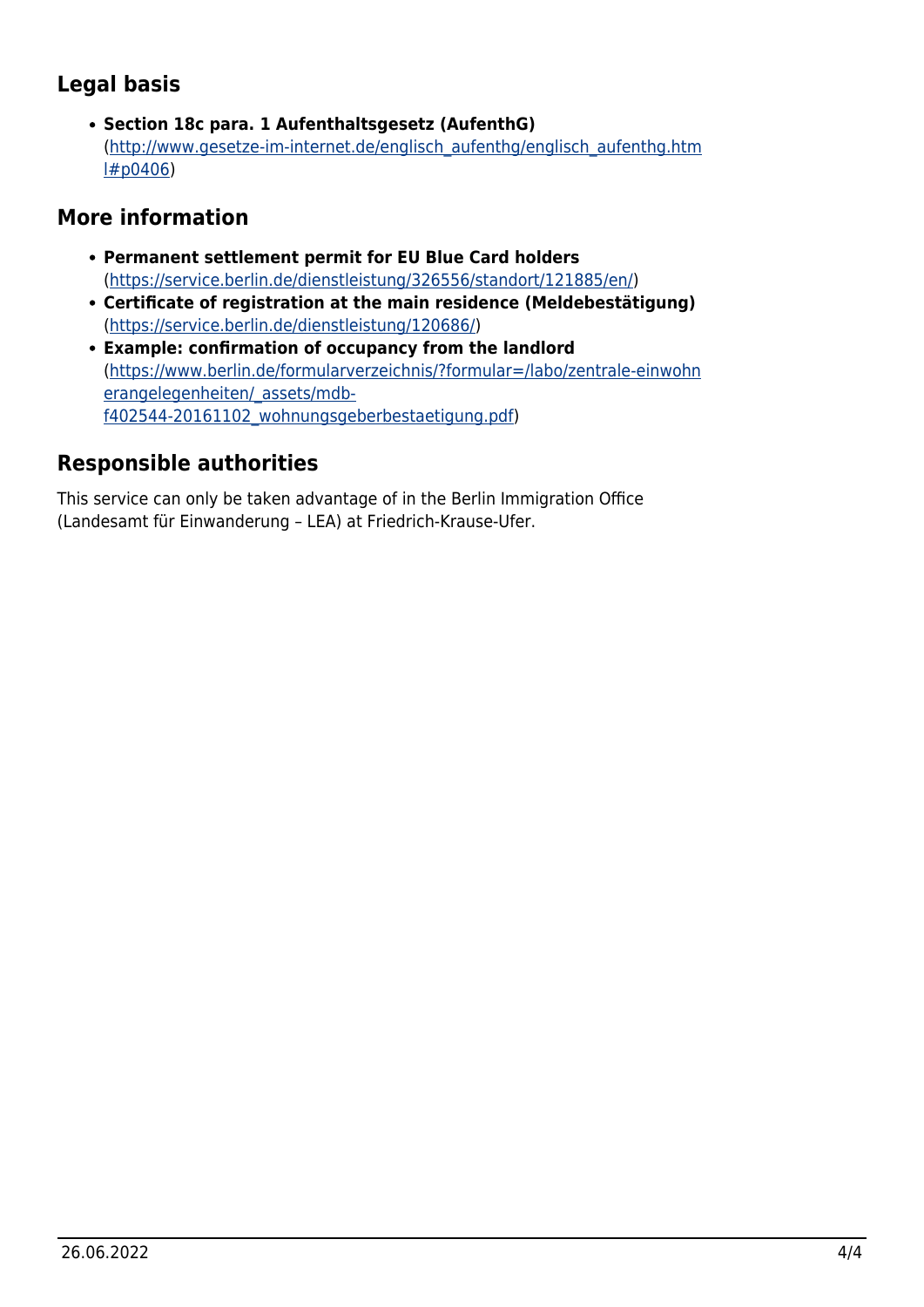## Legal basis

- **Section 18c para. 1 Aufenthaltsgesetz (AufenthG)**
  (http://www.gesetze-im-internet.de/englisch_aufenthg/englisch_aufenthg.html#p0406)

## More information

- **Permanent settlement permit for EU Blue Card holders**
  (https://service.berlin.de/dienstleistung/326556/standort/121885/en/)
- **Certificate of registration at the main residence (Meldebestätigung)**
  (https://service.berlin.de/dienstleistung/120686/)
- **Example: confirmation of occupancy from the landlord**
  (https://www.berlin.de/formularverzeichnis/?formular=/labo/zentrale-einwohnerangelegenheiten/_assets/mdb-f402544-20161102_wohnungsgeberbestaetigung.pdf)

## Responsible authorities

This service can only be taken advantage of in the Berlin Immigration Office (Landesamt für Einwanderung – LEA) at Friedrich-Krause-Ufer.